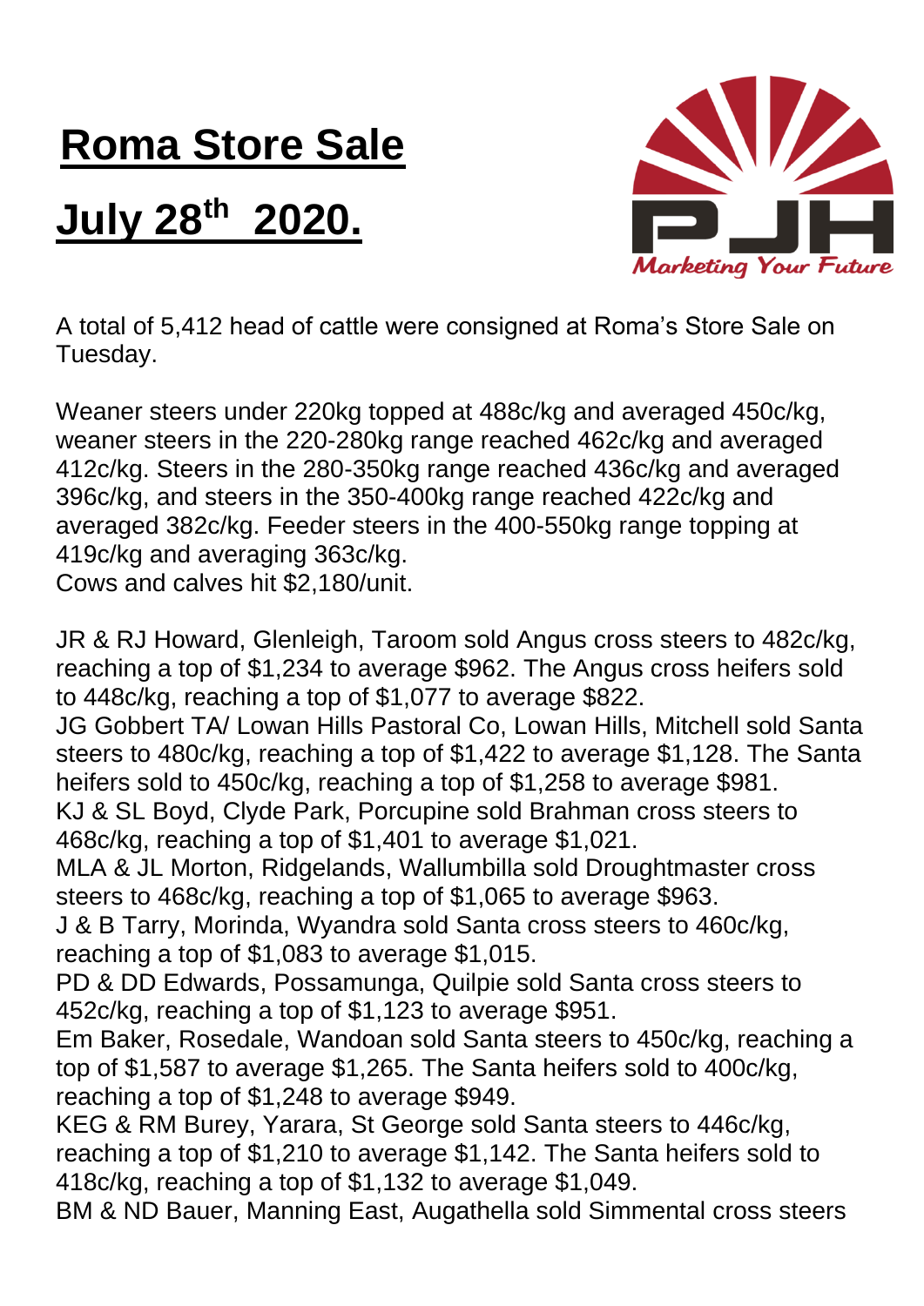# Roma Store Sale

# July 28th 2020.

PJH
*Marketing Your Future*

A total of 5,412 head of cattle were consigned at Roma's Store Sale on Tuesday.

Weaner steers under 220kg topped at 488c/kg and averaged 450c/kg, weaner steers in the 220-280kg range reached 462c/kg and averaged 412c/kg. Steers in the 280-350kg range reached 436c/kg and averaged 396c/kg, and steers in the 350-400kg range reached 422c/kg and averaged 382c/kg. Feeder steers in the 400-550kg range topping at 419c/kg and averaging 363c/kg.
Cows and calves hit $2,180/unit.

JR & RJ Howard, Glenleigh, Taroom sold Angus cross steers to 482c/kg, reaching a top of $1,234 to average $962. The Angus cross heifers sold to 448c/kg, reaching a top of $1,077 to average $822.
JG Gobbert TA/ Lowan Hills Pastoral Co, Lowan Hills, Mitchell sold Santa steers to 480c/kg, reaching a top of $1,422 to average $1,128. The Santa heifers sold to 450c/kg, reaching a top of $1,258 to average $981.
KJ & SL Boyd, Clyde Park, Porcupine sold Brahman cross steers to 468c/kg, reaching a top of $1,401 to average $1,021.
MLA & JL Morton, Ridgelands, Wallumbilla sold Droughtmaster cross steers to 468c/kg, reaching a top of $1,065 to average $963.
J & B Tarry, Morinda, Wyandra sold Santa cross steers to 460c/kg, reaching a top of $1,083 to average $1,015.
PD & DD Edwards, Possamunga, Quilpie sold Santa cross steers to 452c/kg, reaching a top of $1,123 to average $951.
Em Baker, Rosedale, Wandoan sold Santa steers to 450c/kg, reaching a top of $1,587 to average $1,265. The Santa heifers sold to 400c/kg, reaching a top of $1,248 to average $949.
KEG & RM Burey, Yarara, St George sold Santa steers to 446c/kg, reaching a top of $1,210 to average $1,142. The Santa heifers sold to 418c/kg, reaching a top of $1,132 to average $1,049.
BM & ND Bauer, Manning East, Augathella sold Simmental cross steers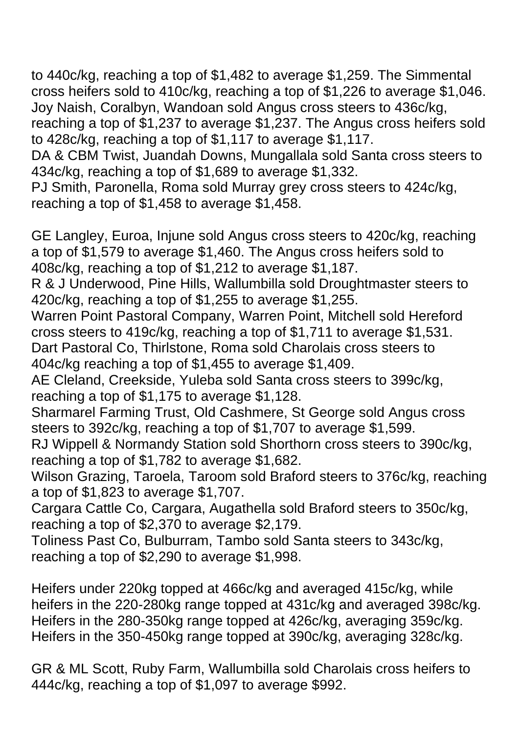to 440c/kg, reaching a top of $1,482 to average $1,259. The Simmental cross heifers sold to 410c/kg, reaching a top of $1,226 to average $1,046.
Joy Naish, Coralbyn, Wandoan sold Angus cross steers to 436c/kg, reaching a top of $1,237 to average $1,237. The Angus cross heifers sold to 428c/kg, reaching a top of $1,117 to average $1,117.
DA & CBM Twist, Juandah Downs, Mungallala sold Santa cross steers to 434c/kg, reaching a top of $1,689 to average $1,332.
PJ Smith, Paronella, Roma sold Murray grey cross steers to 424c/kg, reaching a top of $1,458 to average $1,458.

GE Langley, Euroa, Injune sold Angus cross steers to 420c/kg, reaching a top of $1,579 to average $1,460. The Angus cross heifers sold to 408c/kg, reaching a top of $1,212 to average $1,187.
R & J Underwood, Pine Hills, Wallumbilla sold Droughtmaster steers to 420c/kg, reaching a top of $1,255 to average $1,255.
Warren Point Pastoral Company, Warren Point, Mitchell sold Hereford cross steers to 419c/kg, reaching a top of $1,711 to average $1,531.
Dart Pastoral Co, Thirlstone, Roma sold Charolais cross steers to 404c/kg reaching a top of $1,455 to average $1,409.
AE Cleland, Creekside, Yuleba sold Santa cross steers to 399c/kg, reaching a top of $1,175 to average $1,128.
Sharmarel Farming Trust, Old Cashmere, St George sold Angus cross steers to 392c/kg, reaching a top of $1,707 to average $1,599.
RJ Wippell & Normandy Station sold Shorthorn cross steers to 390c/kg, reaching a top of $1,782 to average $1,682.
Wilson Grazing, Taroela, Taroom sold Braford steers to 376c/kg, reaching a top of $1,823 to average $1,707.
Cargara Cattle Co, Cargara, Augathella sold Braford steers to 350c/kg, reaching a top of $2,370 to average $2,179.
Toliness Past Co, Bulburram, Tambo sold Santa steers to 343c/kg, reaching a top of $2,290 to average $1,998.

Heifers under 220kg topped at 466c/kg and averaged 415c/kg, while heifers in the 220-280kg range topped at 431c/kg and averaged 398c/kg. Heifers in the 280-350kg range topped at 426c/kg, averaging 359c/kg. Heifers in the 350-450kg range topped at 390c/kg, averaging 328c/kg.

GR & ML Scott, Ruby Farm, Wallumbilla sold Charolais cross heifers to 444c/kg, reaching a top of $1,097 to average $992.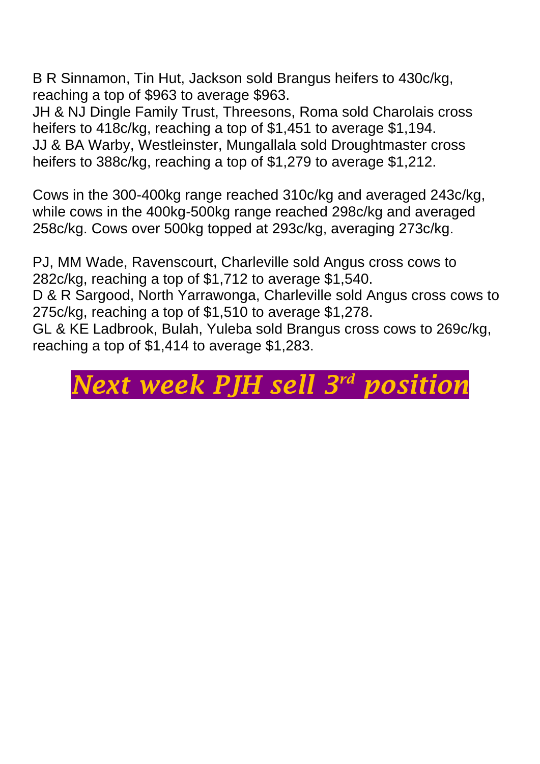B R Sinnamon, Tin Hut, Jackson sold Brangus heifers to 430c/kg, reaching a top of $963 to average $963.
JH & NJ Dingle Family Trust, Threesons, Roma sold Charolais cross heifers to 418c/kg, reaching a top of $1,451 to average $1,194.
JJ & BA Warby, Westleinster, Mungallala sold Droughtmaster cross heifers to 388c/kg, reaching a top of $1,279 to average $1,212.

Cows in the 300-400kg range reached 310c/kg and averaged 243c/kg, while cows in the 400kg-500kg range reached 298c/kg and averaged 258c/kg. Cows over 500kg topped at 293c/kg, averaging 273c/kg.

PJ, MM Wade, Ravenscourt, Charleville sold Angus cross cows to 282c/kg, reaching a top of $1,712 to average $1,540.
D & R Sargood, North Yarrawonga, Charleville sold Angus cross cows to 275c/kg, reaching a top of $1,510 to average $1,278.
GL & KE Ladbrook, Bulah, Yuleba sold Brangus cross cows to 269c/kg, reaching a top of $1,414 to average $1,283.

## ***Next week PJH sell 3rd position***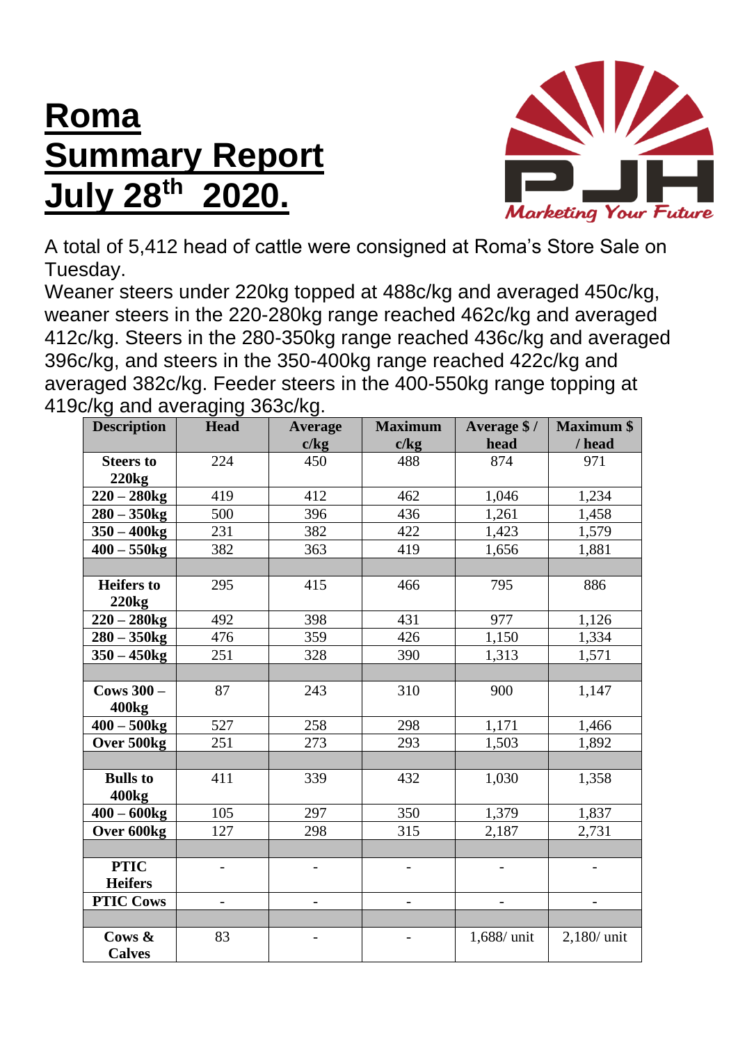# Roma Summary Report July 28th 2020.

Marketing Your Future

A total of 5,412 head of cattle were consigned at Roma's Store Sale on Tuesday.

Weaner steers under 220kg topped at 488c/kg and averaged 450c/kg, weaner steers in the 220-280kg range reached 462c/kg and averaged 412c/kg. Steers in the 280-350kg range reached 436c/kg and averaged 396c/kg, and steers in the 350-400kg range reached 422c/kg and averaged 382c/kg. Feeder steers in the 400-550kg range topping at 419c/kg and averaging 363c/kg.

| Description | Head | Average c/kg | Maximum c/kg | Average $ / head | Maximum $ / head |
|---|---|---|---|---|---|
| **Steers to 220kg** | 224 | 450 | 488 | 874 | 971 |
| **220 – 280kg** | 419 | 412 | 462 | 1,046 | 1,234 |
| **280 – 350kg** | 500 | 396 | 436 | 1,261 | 1,458 |
| **350 – 400kg** | 231 | 382 | 422 | 1,423 | 1,579 |
| **400 – 550kg** | 382 | 363 | 419 | 1,656 | 1,881 |
| | | | | | |
| **Heifers to 220kg** | 295 | 415 | 466 | 795 | 886 |
| **220 – 280kg** | 492 | 398 | 431 | 977 | 1,126 |
| **280 – 350kg** | 476 | 359 | 426 | 1,150 | 1,334 |
| **350 – 450kg** | 251 | 328 | 390 | 1,313 | 1,571 |
| | | | | | |
| **Cows 300 – 400kg** | 87 | 243 | 310 | 900 | 1,147 |
| **400 – 500kg** | 527 | 258 | 298 | 1,171 | 1,466 |
| **Over 500kg** | 251 | 273 | 293 | 1,503 | 1,892 |
| | | | | | |
| **Bulls to 400kg** | 411 | 339 | 432 | 1,030 | 1,358 |
| **400 – 600kg** | 105 | 297 | 350 | 1,379 | 1,837 |
| **Over 600kg** | 127 | 298 | 315 | 2,187 | 2,731 |
| | | | | | |
| **PTIC Heifers** | - | - | - | - | - |
| **PTIC Cows** | - | - | - | - | - |
| | | | | | |
| **Cows & Calves** | 83 | - | - | 1,688/ unit | 2,180/ unit |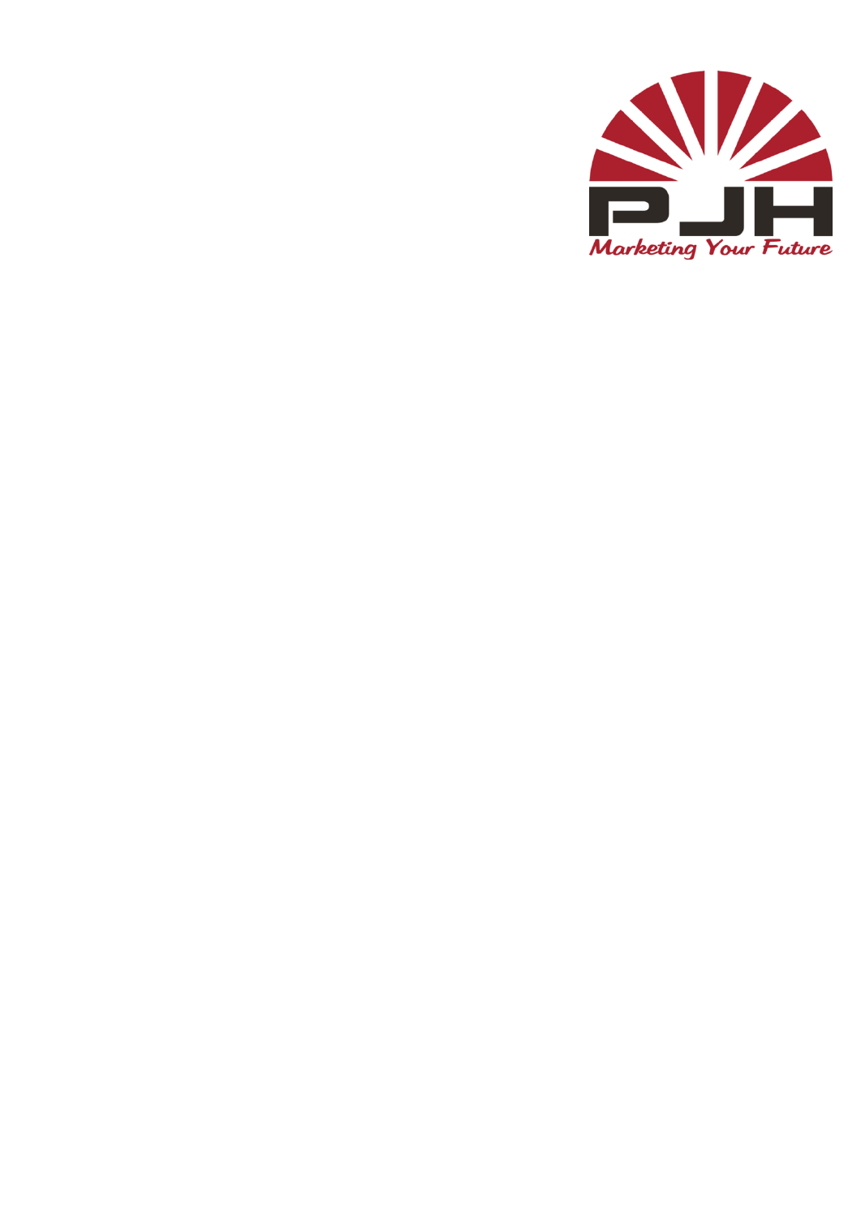PJH

Marketing Your Future